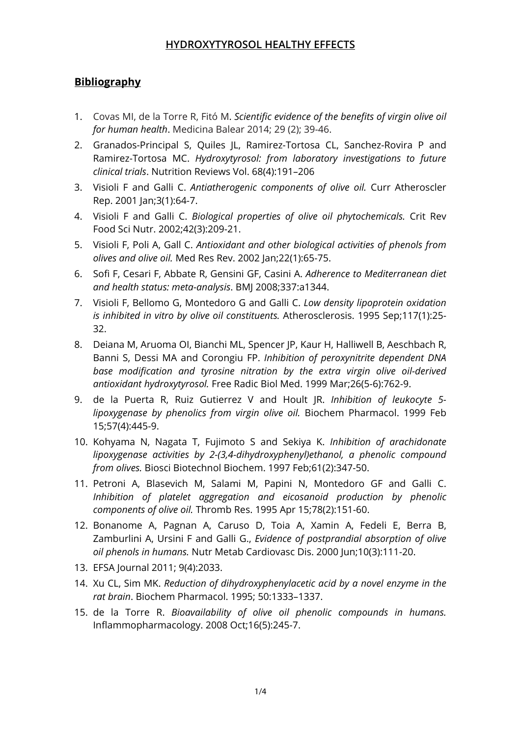# HYDROXYTYROSOL HEALTHY EFFECTS

## Bibliography

1. Covas MI, de la Torre R, Fitó M. *Scientific evidence of the benefits of virgin olive oil for human health*. Medicina Balear 2014; 29 (2); 39-46.
2. Granados-Principal S, Quiles JL, Ramirez-Tortosa CL, Sanchez-Rovira P and Ramirez-Tortosa MC. *Hydroxytyrosol: from laboratory investigations to future clinical trials*. Nutrition Reviews Vol. 68(4):191–206
3. Visioli F and Galli C. *Antiatherogenic components of olive oil.* Curr Atheroscler Rep. 2001 Jan;3(1):64-7.
4. Visioli F and Galli C. *Biological properties of olive oil phytochemicals.* Crit Rev Food Sci Nutr. 2002;42(3):209-21.
5. Visioli F, Poli A, Gall C. *Antioxidant and other biological activities of phenols from olives and olive oil.* Med Res Rev. 2002 Jan;22(1):65-75.
6. Sofi F, Cesari F, Abbate R, Gensini GF, Casini A. *Adherence to Mediterranean diet and health status: meta-analysis*. BMJ 2008;337:a1344.
7. Visioli F, Bellomo G, Montedoro G and Galli C. *Low density lipoprotein oxidation is inhibited in vitro by olive oil constituents.* Atherosclerosis. 1995 Sep;117(1):25-32.
8. Deiana M, Aruoma OI, Bianchi ML, Spencer JP, Kaur H, Halliwell B, Aeschbach R, Banni S, Dessi MA and Corongiu FP. *Inhibition of peroxynitrite dependent DNA base modification and tyrosine nitration by the extra virgin olive oil-derived antioxidant hydroxytyrosol.* Free Radic Biol Med. 1999 Mar;26(5-6):762-9.
9. de la Puerta R, Ruiz Gutierrez V and Hoult JR. *Inhibition of leukocyte 5-lipoxygenase by phenolics from virgin olive oil.* Biochem Pharmacol. 1999 Feb 15;57(4):445-9.
10. Kohyama N, Nagata T, Fujimoto S and Sekiya K. *Inhibition of arachidonate lipoxygenase activities by 2-(3,4-dihydroxyphenyl)ethanol, a phenolic compound from olives.* Biosci Biotechnol Biochem. 1997 Feb;61(2):347-50.
11. Petroni A, Blasevich M, Salami M, Papini N, Montedoro GF and Galli C. *Inhibition of platelet aggregation and eicosanoid production by phenolic components of olive oil.* Thromb Res. 1995 Apr 15;78(2):151-60.
12. Bonanome A, Pagnan A, Caruso D, Toia A, Xamin A, Fedeli E, Berra B, Zamburlini A, Ursini F and Galli G., *Evidence of postprandial absorption of olive oil phenols in humans.* Nutr Metab Cardiovasc Dis. 2000 Jun;10(3):111-20.
13. EFSA Journal 2011; 9(4):2033.
14. Xu CL, Sim MK. *Reduction of dihydroxyphenylacetic acid by a novel enzyme in the rat brain*. Biochem Pharmacol. 1995; 50:1333–1337.
15. de la Torre R. *Bioavailability of olive oil phenolic compounds in humans.* Inflammopharmacology. 2008 Oct;16(5):245-7.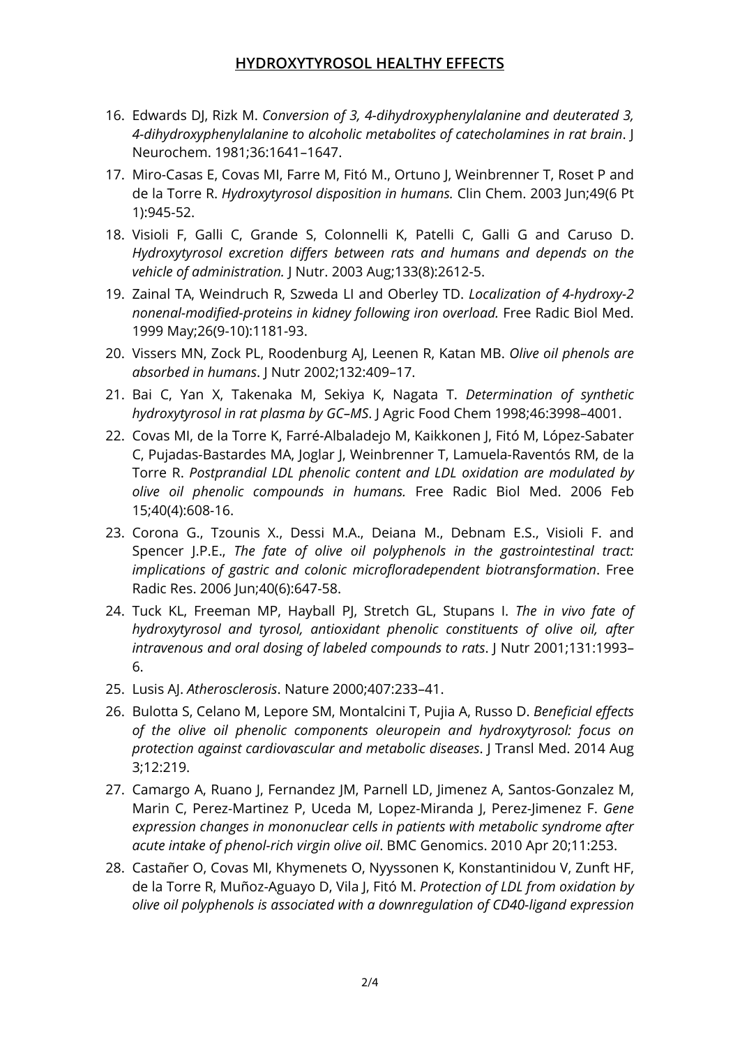16. Edwards DJ, Rizk M. *Conversion of 3, 4-dihydroxyphenylalanine and deuterated 3, 4-dihydroxyphenylalanine to alcoholic metabolites of catecholamines in rat brain*. J Neurochem. 1981;36:1641–1647.
17. Miro-Casas E, Covas MI, Farre M, Fitó M., Ortuno J, Weinbrenner T, Roset P and de la Torre R. *Hydroxytyrosol disposition in humans.* Clin Chem. 2003 Jun;49(6 Pt 1):945-52.
18. Visioli F, Galli C, Grande S, Colonnelli K, Patelli C, Galli G and Caruso D. *Hydroxytyrosol excretion differs between rats and humans and depends on the vehicle of administration.* J Nutr. 2003 Aug;133(8):2612-5.
19. Zainal TA, Weindruch R, Szweda LI and Oberley TD. *Localization of 4-hydroxy-2 nonenal-modified-proteins in kidney following iron overload.* Free Radic Biol Med. 1999 May;26(9-10):1181-93.
20. Vissers MN, Zock PL, Roodenburg AJ, Leenen R, Katan MB. *Olive oil phenols are absorbed in humans*. J Nutr 2002;132:409–17.
21. Bai C, Yan X, Takenaka M, Sekiya K, Nagata T. *Determination of synthetic hydroxytyrosol in rat plasma by GC–MS*. J Agric Food Chem 1998;46:3998–4001.
22. Covas MI, de la Torre K, Farré-Albaladejo M, Kaikkonen J, Fitó M, López-Sabater C, Pujadas-Bastardes MA, Joglar J, Weinbrenner T, Lamuela-Raventós RM, de la Torre R. *Postprandial LDL phenolic content and LDL oxidation are modulated by olive oil phenolic compounds in humans.* Free Radic Biol Med. 2006 Feb 15;40(4):608-16.
23. Corona G., Tzounis X., Dessi M.A., Deiana M., Debnam E.S., Visioli F. and Spencer J.P.E., *The fate of olive oil polyphenols in the gastrointestinal tract: implications of gastric and colonic microfloradependent biotransformation*. Free Radic Res. 2006 Jun;40(6):647-58.
24. Tuck KL, Freeman MP, Hayball PJ, Stretch GL, Stupans I. *The in vivo fate of hydroxytyrosol and tyrosol, antioxidant phenolic constituents of olive oil, after intravenous and oral dosing of labeled compounds to rats*. J Nutr 2001;131:1993–6.
25. Lusis AJ. *Atherosclerosis*. Nature 2000;407:233–41.
26. Bulotta S, Celano M, Lepore SM, Montalcini T, Pujia A, Russo D. *Beneficial effects of the olive oil phenolic components oleuropein and hydroxytyrosol: focus on protection against cardiovascular and metabolic diseases*. J Transl Med. 2014 Aug 3;12:219.
27. Camargo A, Ruano J, Fernandez JM, Parnell LD, Jimenez A, Santos-Gonzalez M, Marin C, Perez-Martinez P, Uceda M, Lopez-Miranda J, Perez-Jimenez F. *Gene expression changes in mononuclear cells in patients with metabolic syndrome after acute intake of phenol-rich virgin olive oil*. BMC Genomics. 2010 Apr 20;11:253.
28. Castañer O, Covas MI, Khymenets O, Nyyssonen K, Konstantinidou V, Zunft HF, de la Torre R, Muñoz-Aguayo D, Vila J, Fitó M. *Protection of LDL from oxidation by olive oil polyphenols is associated with a downregulation of CD40-ligand expression*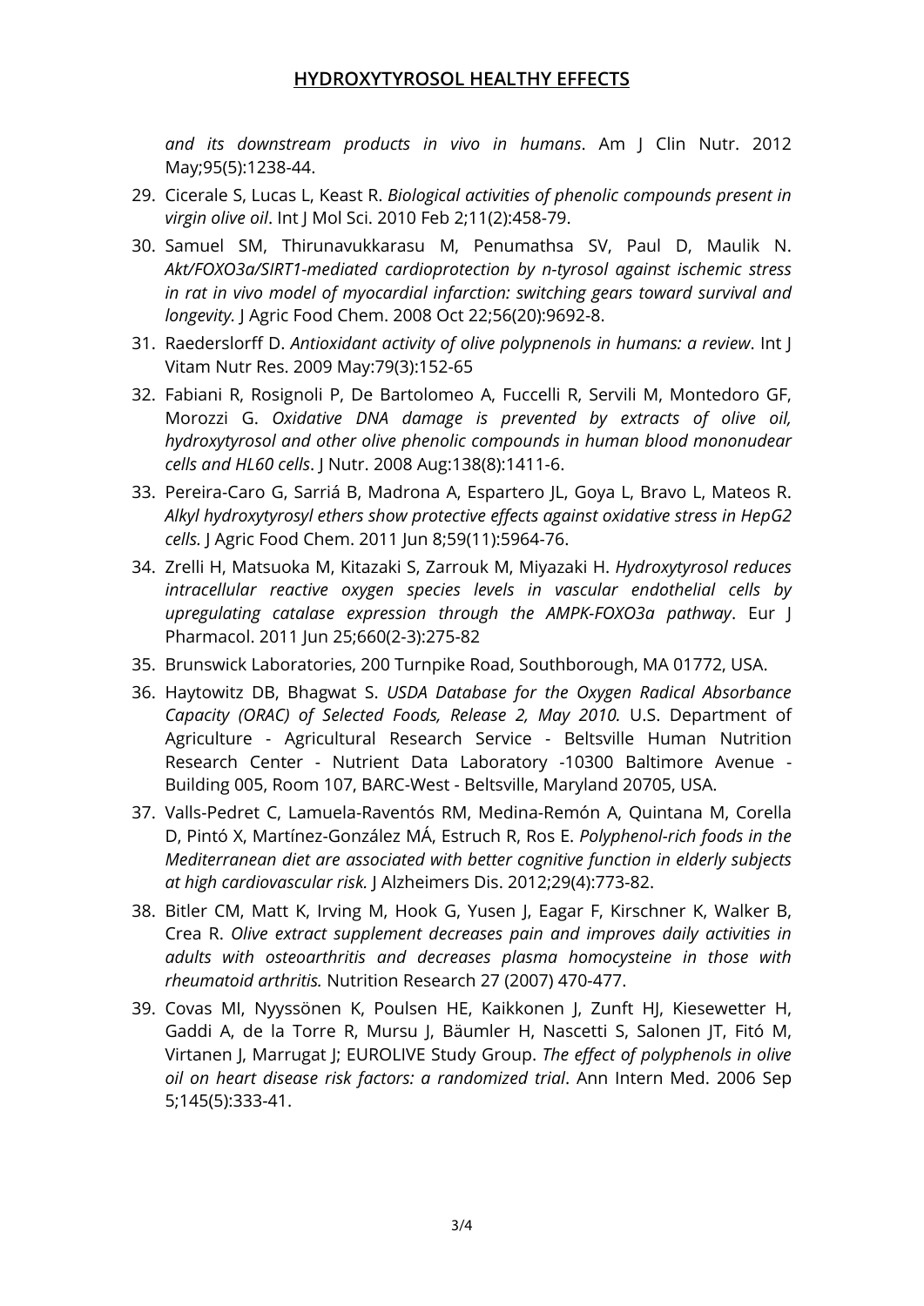*and its downstream products in vivo in humans*. Am J Clin Nutr. 2012 May;95(5):1238-44.

29. Cicerale S, Lucas L, Keast R. *Biological activities of phenolic compounds present in virgin olive oil*. Int J Mol Sci. 2010 Feb 2;11(2):458-79.
30. Samuel SM, Thirunavukkarasu M, Penumathsa SV, Paul D, Maulik N. *Akt/FOXO3a/SIRT1-mediated cardioprotection by n-tyrosol against ischemic stress in rat in vivo model of myocardial infarction: switching gears toward survival and longevity.* J Agric Food Chem. 2008 Oct 22;56(20):9692-8.
31. Raederslorff D. *Antioxidant activity of olive polypnenols in humans: a review*. Int J Vitam Nutr Res. 2009 May:79(3):152-65
32. Fabiani R, Rosignoli P, De Bartolomeo A, Fuccelli R, Servili M, Montedoro GF, Morozzi G. *Oxidative DNA damage is prevented by extracts of olive oil, hydroxytyrosol and other olive phenolic compounds in human blood mononudear cells and HL60 cells*. J Nutr. 2008 Aug:138(8):1411-6.
33. Pereira-Caro G, Sarriá B, Madrona A, Espartero JL, Goya L, Bravo L, Mateos R. *Alkyl hydroxytyrosyl ethers show protective effects against oxidative stress in HepG2 cells.* J Agric Food Chem. 2011 Jun 8;59(11):5964-76.
34. Zrelli H, Matsuoka M, Kitazaki S, Zarrouk M, Miyazaki H. *Hydroxytyrosol reduces intracellular reactive oxygen species levels in vascular endothelial cells by upregulating catalase expression through the AMPK-FOXO3a pathway*. Eur J Pharmacol. 2011 Jun 25;660(2-3):275-82
35. Brunswick Laboratories, 200 Turnpike Road, Southborough, MA 01772, USA.
36. Haytowitz DB, Bhagwat S. *USDA Database for the Oxygen Radical Absorbance Capacity (ORAC) of Selected Foods, Release 2, May 2010.* U.S. Department of Agriculture - Agricultural Research Service - Beltsville Human Nutrition Research Center - Nutrient Data Laboratory -10300 Baltimore Avenue - Building 005, Room 107, BARC-West - Beltsville, Maryland 20705, USA.
37. Valls-Pedret C, Lamuela-Raventós RM, Medina-Remón A, Quintana M, Corella D, Pintó X, Martínez-González MÁ, Estruch R, Ros E. *Polyphenol-rich foods in the Mediterranean diet are associated with better cognitive function in elderly subjects at high cardiovascular risk.* J Alzheimers Dis. 2012;29(4):773-82.
38. Bitler CM, Matt K, Irving M, Hook G, Yusen J, Eagar F, Kirschner K, Walker B, Crea R. *Olive extract supplement decreases pain and improves daily activities in adults with osteoarthritis and decreases plasma homocysteine in those with rheumatoid arthritis.* Nutrition Research 27 (2007) 470-477.
39. Covas MI, Nyyssönen K, Poulsen HE, Kaikkonen J, Zunft HJ, Kiesewetter H, Gaddi A, de la Torre R, Mursu J, Bäumler H, Nascetti S, Salonen JT, Fitó M, Virtanen J, Marrugat J; EUROLIVE Study Group. *The effect of polyphenols in olive oil on heart disease risk factors: a randomized trial*. Ann Intern Med. 2006 Sep 5;145(5):333-41.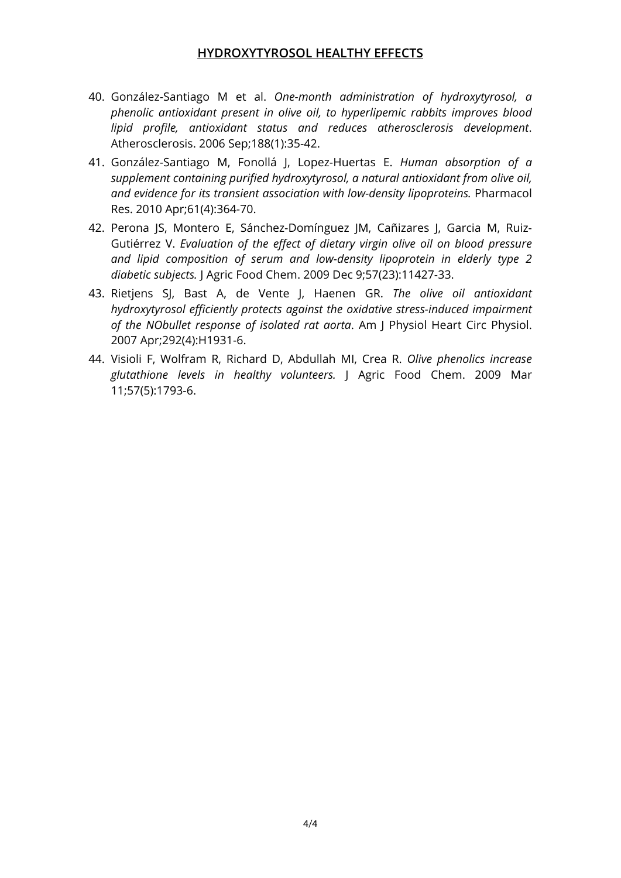40. González-Santiago M et al. *One-month administration of hydroxytyrosol, a phenolic antioxidant present in olive oil, to hyperlipemic rabbits improves blood lipid profile, antioxidant status and reduces atherosclerosis development*. Atherosclerosis. 2006 Sep;188(1):35-42.
41. González-Santiago M, Fonollá J, Lopez-Huertas E. *Human absorption of a supplement containing purified hydroxytyrosol, a natural antioxidant from olive oil, and evidence for its transient association with low-density lipoproteins.* Pharmacol Res. 2010 Apr;61(4):364-70.
42. Perona JS, Montero E, Sánchez-Domínguez JM, Cañizares J, Garcia M, Ruiz-Gutiérrez V. *Evaluation of the effect of dietary virgin olive oil on blood pressure and lipid composition of serum and low-density lipoprotein in elderly type 2 diabetic subjects.* J Agric Food Chem. 2009 Dec 9;57(23):11427-33.
43. Rietjens SJ, Bast A, de Vente J, Haenen GR. *The olive oil antioxidant hydroxytyrosol efficiently protects against the oxidative stress-induced impairment of the NObullet response of isolated rat aorta*. Am J Physiol Heart Circ Physiol. 2007 Apr;292(4):H1931-6.
44. Visioli F, Wolfram R, Richard D, Abdullah MI, Crea R. *Olive phenolics increase glutathione levels in healthy volunteers.* J Agric Food Chem. 2009 Mar 11;57(5):1793-6.